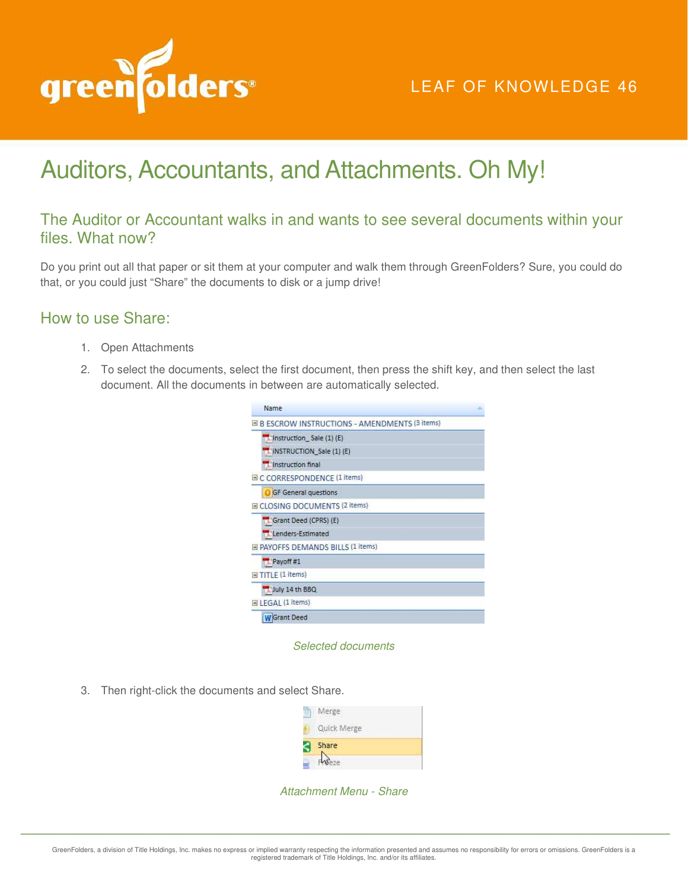LEAF OF KNOWLEDGE 46

# Auditors, Accountants, and Attachments. Oh My!

## The Auditor or Accountant walks in and wants to see several documents within your files. What now?

Do you print out all that paper or sit them at your computer and walk them through GreenFolders? Sure, you could do that, or you could just "Share" the documents to disk or a jump drive!

## How to use Share:

1. Open Attachments
2. To select the documents, select the first document, then press the shift key, and then select the last document. All the documents in between are automatically selected.

*Selected documents*

3. Then right-click the documents and select Share.

*Attachment Menu - Share*

GreenFolders, a division of Title Holdings, Inc. makes no express or implied warranty respecting the information presented and assumes no responsibility for errors or omissions. GreenFolders is a registered trademark of Title Holdings, Inc. and/or its affiliates.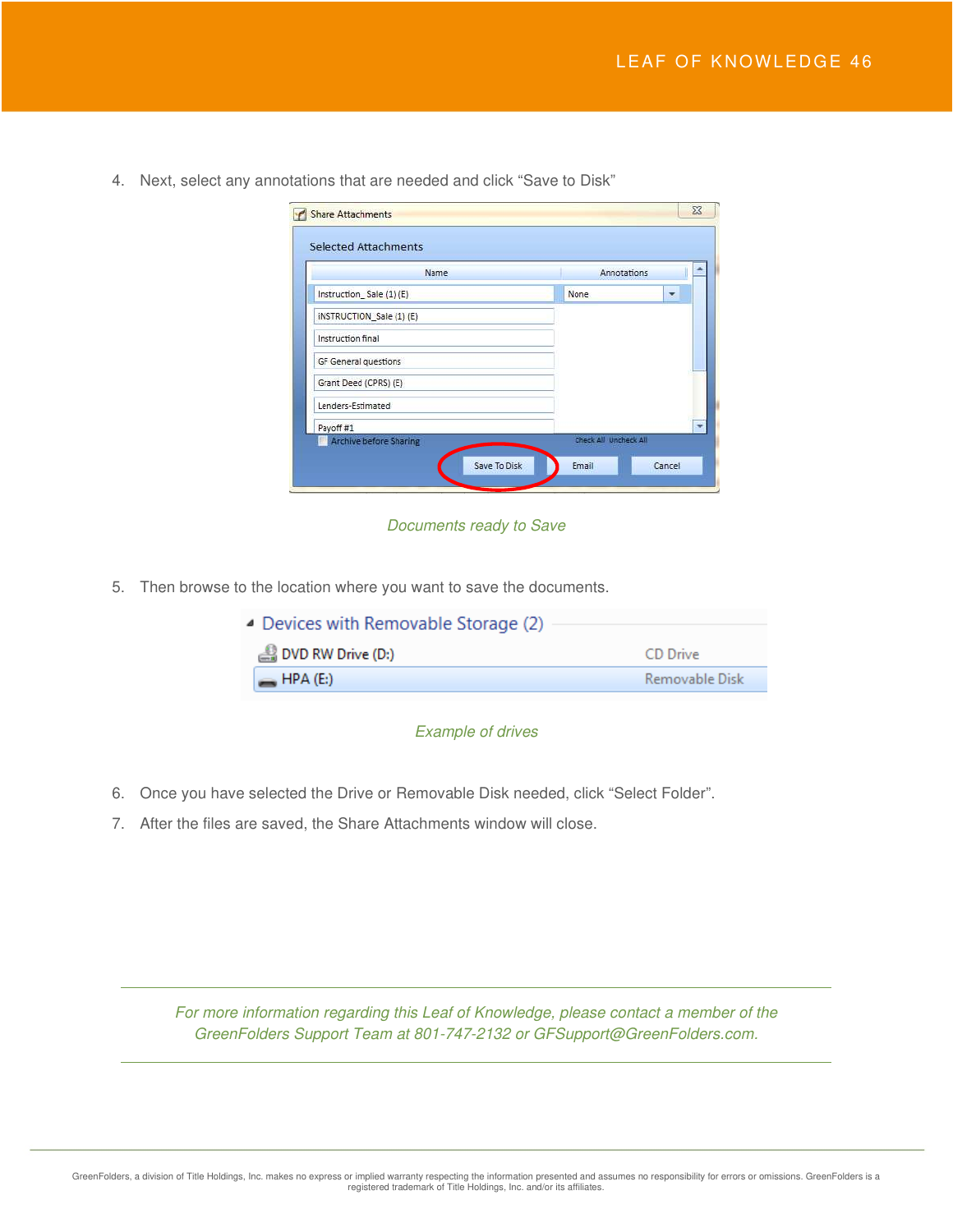4. Next, select any annotations that are needed and click "Save to Disk"

*Documents ready to Save*

5. Then browse to the location where you want to save the documents.

*Example of drives*

6. Once you have selected the Drive or Removable Disk needed, click "Select Folder".
7. After the files are saved, the Share Attachments window will close.

---

*For more information regarding this Leaf of Knowledge, please contact a member of the GreenFolders Support Team at 801-747-2132 or GFSupport@GreenFolders.com.*

---

GreenFolders, a division of Title Holdings, Inc. makes no express or implied warranty respecting the information presented and assumes no responsibility for errors or omissions. GreenFolders is a registered trademark of Title Holdings, Inc. and/or its affiliates.